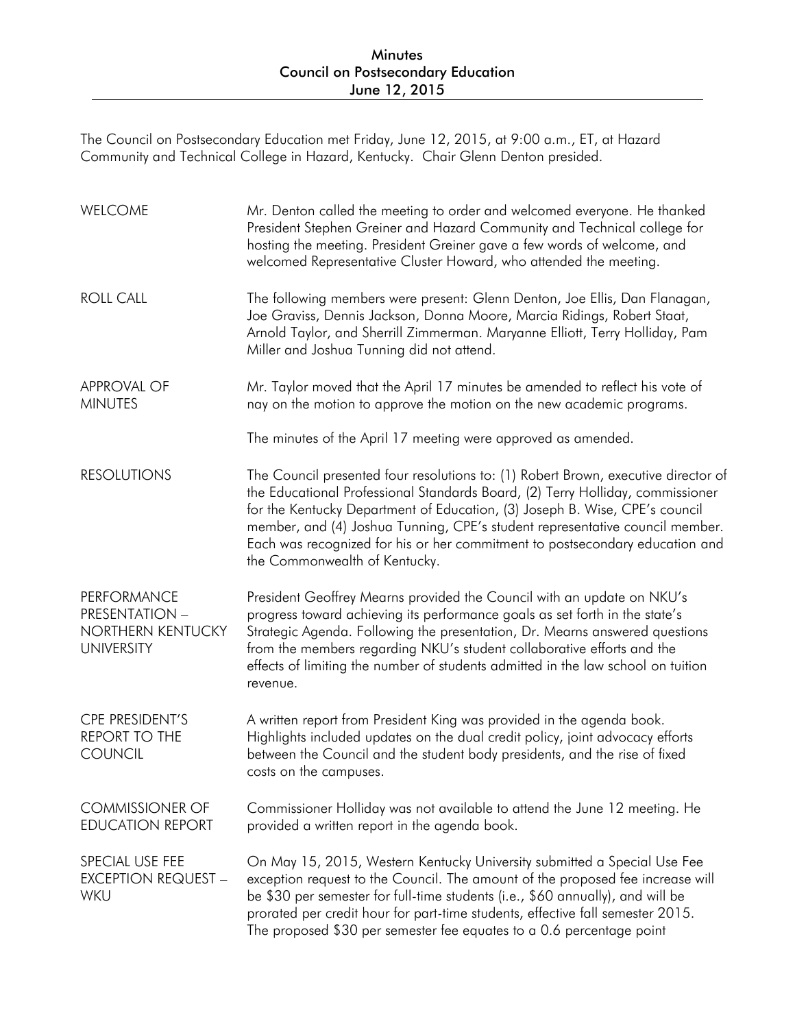# Minutes
## Council on Postsecondary Education
## June 12, 2015

The Council on Postsecondary Education met Friday, June 12, 2015, at 9:00 a.m., ET, at Hazard Community and Technical College in Hazard, Kentucky. Chair Glenn Denton presided.

**WELCOME**

Mr. Denton called the meeting to order and welcomed everyone. He thanked President Stephen Greiner and Hazard Community and Technical college for hosting the meeting. President Greiner gave a few words of welcome, and welcomed Representative Cluster Howard, who attended the meeting.

**ROLL CALL**

The following members were present: Glenn Denton, Joe Ellis, Dan Flanagan, Joe Graviss, Dennis Jackson, Donna Moore, Marcia Ridings, Robert Staat, Arnold Taylor, and Sherrill Zimmerman. Maryanne Elliott, Terry Holliday, Pam Miller and Joshua Tunning did not attend.

**APPROVAL OF MINUTES**

Mr. Taylor moved that the April 17 minutes be amended to reflect his vote of nay on the motion to approve the motion on the new academic programs.

The minutes of the April 17 meeting were approved as amended.

**RESOLUTIONS**

The Council presented four resolutions to: (1) Robert Brown, executive director of the Educational Professional Standards Board, (2) Terry Holliday, commissioner for the Kentucky Department of Education, (3) Joseph B. Wise, CPE's council member, and (4) Joshua Tunning, CPE's student representative council member. Each was recognized for his or her commitment to postsecondary education and the Commonwealth of Kentucky.

**PERFORMANCE PRESENTATION – NORTHERN KENTUCKY UNIVERSITY**

President Geoffrey Mearns provided the Council with an update on NKU's progress toward achieving its performance goals as set forth in the state's Strategic Agenda. Following the presentation, Dr. Mearns answered questions from the members regarding NKU's student collaborative efforts and the effects of limiting the number of students admitted in the law school on tuition revenue.

**CPE PRESIDENT'S REPORT TO THE COUNCIL**

A written report from President King was provided in the agenda book. Highlights included updates on the dual credit policy, joint advocacy efforts between the Council and the student body presidents, and the rise of fixed costs on the campuses.

**COMMISSIONER OF EDUCATION REPORT**

Commissioner Holliday was not available to attend the June 12 meeting. He provided a written report in the agenda book.

**SPECIAL USE FEE EXCEPTION REQUEST – WKU**

On May 15, 2015, Western Kentucky University submitted a Special Use Fee exception request to the Council. The amount of the proposed fee increase will be $30 per semester for full-time students (i.e., $60 annually), and will be prorated per credit hour for part-time students, effective fall semester 2015. The proposed $30 per semester fee equates to a 0.6 percentage point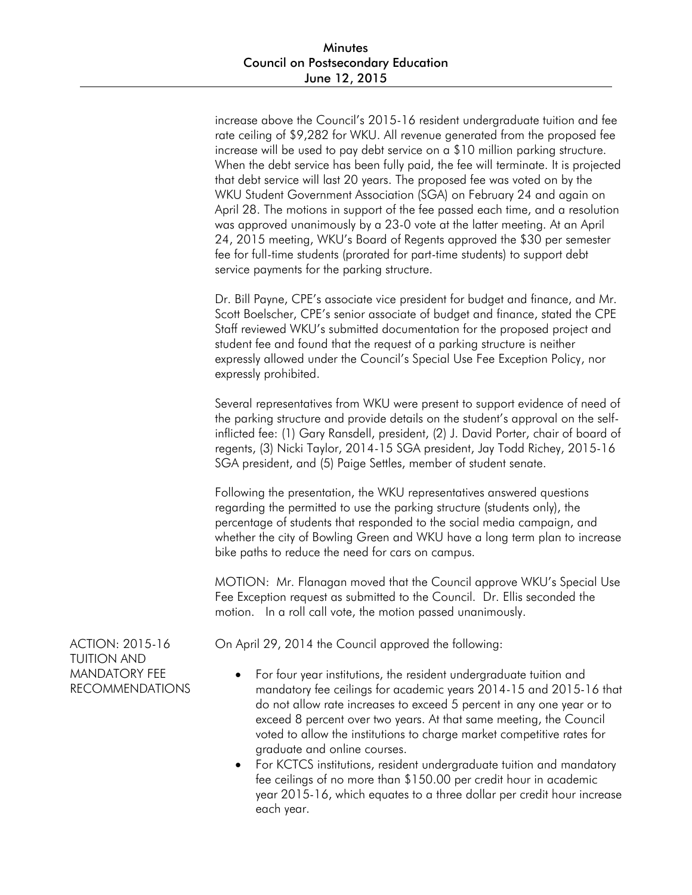increase above the Council's 2015-16 resident undergraduate tuition and fee rate ceiling of $9,282 for WKU. All revenue generated from the proposed fee increase will be used to pay debt service on a $10 million parking structure. When the debt service has been fully paid, the fee will terminate. It is projected that debt service will last 20 years. The proposed fee was voted on by the WKU Student Government Association (SGA) on February 24 and again on April 28. The motions in support of the fee passed each time, and a resolution was approved unanimously by a 23-0 vote at the latter meeting. At an April 24, 2015 meeting, WKU's Board of Regents approved the $30 per semester fee for full-time students (prorated for part-time students) to support debt service payments for the parking structure.

Dr. Bill Payne, CPE's associate vice president for budget and finance, and Mr. Scott Boelscher, CPE's senior associate of budget and finance, stated the CPE Staff reviewed WKU's submitted documentation for the proposed project and student fee and found that the request of a parking structure is neither expressly allowed under the Council's Special Use Fee Exception Policy, nor expressly prohibited.

Several representatives from WKU were present to support evidence of need of the parking structure and provide details on the student's approval on the self-inflicted fee: (1) Gary Ransdell, president, (2) J. David Porter, chair of board of regents, (3) Nicki Taylor, 2014-15 SGA president, Jay Todd Richey, 2015-16 SGA president, and (5) Paige Settles, member of student senate.

Following the presentation, the WKU representatives answered questions regarding the permitted to use the parking structure (students only), the percentage of students that responded to the social media campaign, and whether the city of Bowling Green and WKU have a long term plan to increase bike paths to reduce the need for cars on campus.

MOTION: Mr. Flanagan moved that the Council approve WKU's Special Use Fee Exception request as submitted to the Council. Dr. Ellis seconded the motion. In a roll call vote, the motion passed unanimously.

**ACTION: 2015-16 TUITION AND MANDATORY FEE RECOMMENDATIONS**

On April 29, 2014 the Council approved the following:

- For four year institutions, the resident undergraduate tuition and mandatory fee ceilings for academic years 2014-15 and 2015-16 that do not allow rate increases to exceed 5 percent in any one year or to exceed 8 percent over two years. At that same meeting, the Council voted to allow the institutions to charge market competitive rates for graduate and online courses.
- For KCTCS institutions, resident undergraduate tuition and mandatory fee ceilings of no more than $150.00 per credit hour in academic year 2015-16, which equates to a three dollar per credit hour increase each year.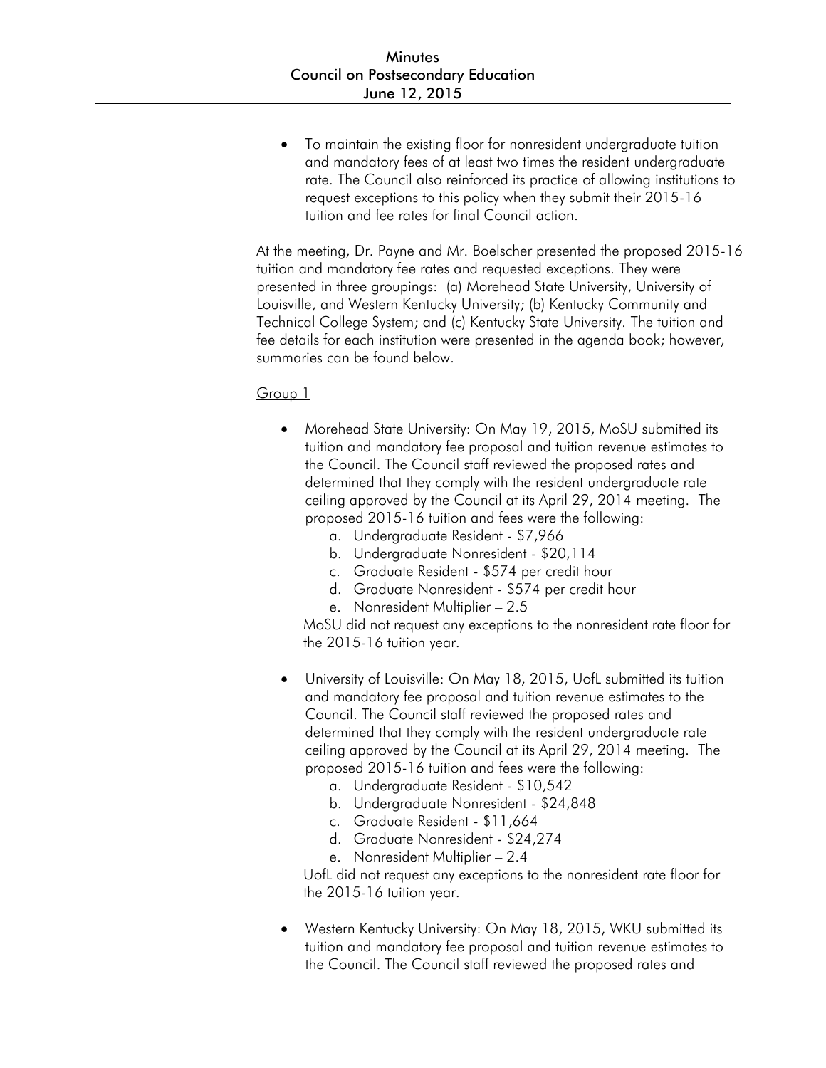- To maintain the existing floor for nonresident undergraduate tuition and mandatory fees of at least two times the resident undergraduate rate. The Council also reinforced its practice of allowing institutions to request exceptions to this policy when they submit their 2015-16 tuition and fee rates for final Council action.

At the meeting, Dr. Payne and Mr. Boelscher presented the proposed 2015-16 tuition and mandatory fee rates and requested exceptions. They were presented in three groupings: (a) Morehead State University, University of Louisville, and Western Kentucky University; (b) Kentucky Community and Technical College System; and (c) Kentucky State University. The tuition and fee details for each institution were presented in the agenda book; however, summaries can be found below.

Group 1

- Morehead State University: On May 19, 2015, MoSU submitted its tuition and mandatory fee proposal and tuition revenue estimates to the Council. The Council staff reviewed the proposed rates and determined that they comply with the resident undergraduate rate ceiling approved by the Council at its April 29, 2014 meeting. The proposed 2015-16 tuition and fees were the following:
  a. Undergraduate Resident - $7,966
  b. Undergraduate Nonresident - $20,114
  c. Graduate Resident - $574 per credit hour
  d. Graduate Nonresident - $574 per credit hour
  e. Nonresident Multiplier – 2.5

  MoSU did not request any exceptions to the nonresident rate floor for the 2015-16 tuition year.

- University of Louisville: On May 18, 2015, UofL submitted its tuition and mandatory fee proposal and tuition revenue estimates to the Council. The Council staff reviewed the proposed rates and determined that they comply with the resident undergraduate rate ceiling approved by the Council at its April 29, 2014 meeting. The proposed 2015-16 tuition and fees were the following:
  a. Undergraduate Resident - $10,542
  b. Undergraduate Nonresident - $24,848
  c. Graduate Resident - $11,664
  d. Graduate Nonresident - $24,274
  e. Nonresident Multiplier – 2.4

  UofL did not request any exceptions to the nonresident rate floor for the 2015-16 tuition year.

- Western Kentucky University: On May 18, 2015, WKU submitted its tuition and mandatory fee proposal and tuition revenue estimates to the Council. The Council staff reviewed the proposed rates and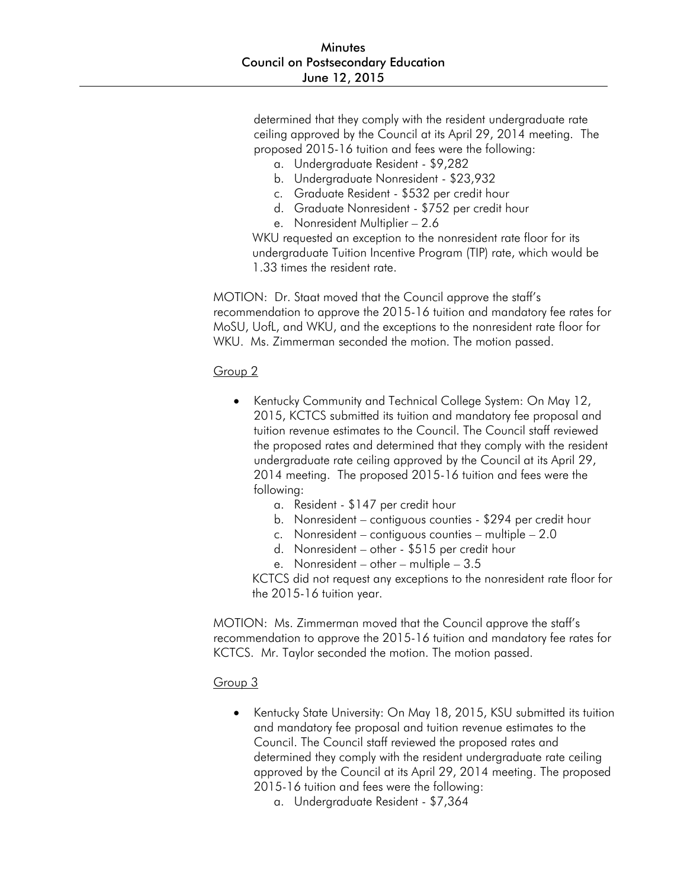determined that they comply with the resident undergraduate rate ceiling approved by the Council at its April 29, 2014 meeting. The proposed 2015-16 tuition and fees were the following:

a. Undergraduate Resident - $9,282
b. Undergraduate Nonresident - $23,932
c. Graduate Resident - $532 per credit hour
d. Graduate Nonresident - $752 per credit hour
e. Nonresident Multiplier – 2.6

WKU requested an exception to the nonresident rate floor for its undergraduate Tuition Incentive Program (TIP) rate, which would be 1.33 times the resident rate.

MOTION: Dr. Staat moved that the Council approve the staff's recommendation to approve the 2015-16 tuition and mandatory fee rates for MoSU, UofL, and WKU, and the exceptions to the nonresident rate floor for WKU. Ms. Zimmerman seconded the motion. The motion passed.

Group 2

- Kentucky Community and Technical College System: On May 12, 2015, KCTCS submitted its tuition and mandatory fee proposal and tuition revenue estimates to the Council. The Council staff reviewed the proposed rates and determined that they comply with the resident undergraduate rate ceiling approved by the Council at its April 29, 2014 meeting. The proposed 2015-16 tuition and fees were the following:
  a. Resident - $147 per credit hour
  b. Nonresident – contiguous counties - $294 per credit hour
  c. Nonresident – contiguous counties – multiple – 2.0
  d. Nonresident – other - $515 per credit hour
  e. Nonresident – other – multiple – 3.5

  KCTCS did not request any exceptions to the nonresident rate floor for the 2015-16 tuition year.

MOTION: Ms. Zimmerman moved that the Council approve the staff's recommendation to approve the 2015-16 tuition and mandatory fee rates for KCTCS. Mr. Taylor seconded the motion. The motion passed.

Group 3

- Kentucky State University: On May 18, 2015, KSU submitted its tuition and mandatory fee proposal and tuition revenue estimates to the Council. The Council staff reviewed the proposed rates and determined they comply with the resident undergraduate rate ceiling approved by the Council at its April 29, 2014 meeting. The proposed 2015-16 tuition and fees were the following:
  a. Undergraduate Resident - $7,364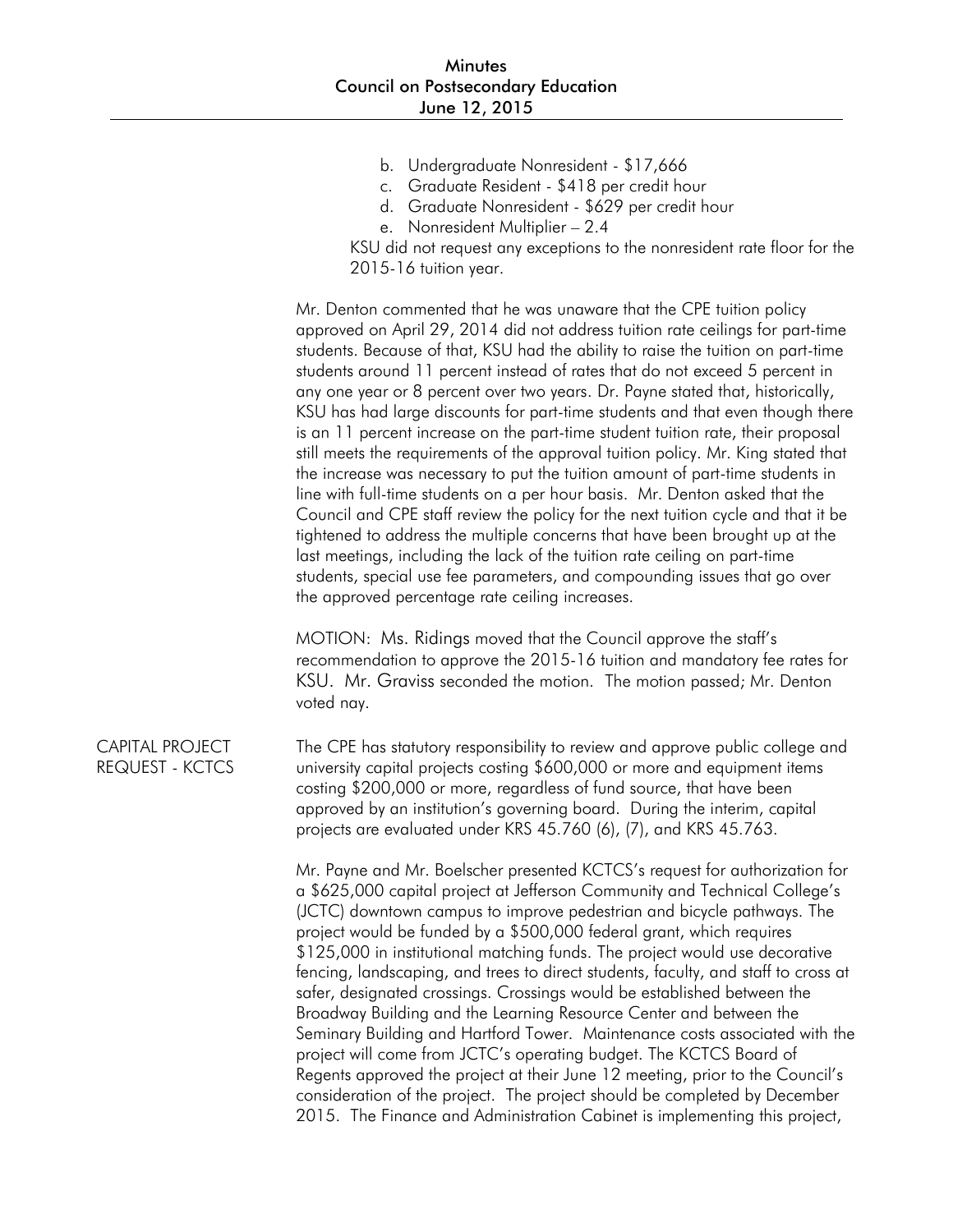b. Undergraduate Nonresident - $17,666
c. Graduate Resident - $418 per credit hour
d. Graduate Nonresident - $629 per credit hour
e. Nonresident Multiplier – 2.4

KSU did not request any exceptions to the nonresident rate floor for the 2015-16 tuition year.

Mr. Denton commented that he was unaware that the CPE tuition policy approved on April 29, 2014 did not address tuition rate ceilings for part-time students. Because of that, KSU had the ability to raise the tuition on part-time students around 11 percent instead of rates that do not exceed 5 percent in any one year or 8 percent over two years. Dr. Payne stated that, historically, KSU has had large discounts for part-time students and that even though there is an 11 percent increase on the part-time student tuition rate, their proposal still meets the requirements of the approval tuition policy. Mr. King stated that the increase was necessary to put the tuition amount of part-time students in line with full-time students on a per hour basis. Mr. Denton asked that the Council and CPE staff review the policy for the next tuition cycle and that it be tightened to address the multiple concerns that have been brought up at the last meetings, including the lack of the tuition rate ceiling on part-time students, special use fee parameters, and compounding issues that go over the approved percentage rate ceiling increases.

MOTION: Ms. Ridings moved that the Council approve the staff's recommendation to approve the 2015-16 tuition and mandatory fee rates for KSU. Mr. Graviss seconded the motion. The motion passed; Mr. Denton voted nay.

## CAPITAL PROJECT REQUEST - KCTCS

The CPE has statutory responsibility to review and approve public college and university capital projects costing $600,000 or more and equipment items costing $200,000 or more, regardless of fund source, that have been approved by an institution's governing board. During the interim, capital projects are evaluated under KRS 45.760 (6), (7), and KRS 45.763.

Mr. Payne and Mr. Boelscher presented KCTCS's request for authorization for a $625,000 capital project at Jefferson Community and Technical College's (JCTC) downtown campus to improve pedestrian and bicycle pathways. The project would be funded by a $500,000 federal grant, which requires $125,000 in institutional matching funds. The project would use decorative fencing, landscaping, and trees to direct students, faculty, and staff to cross at safer, designated crossings. Crossings would be established between the Broadway Building and the Learning Resource Center and between the Seminary Building and Hartford Tower. Maintenance costs associated with the project will come from JCTC's operating budget. The KCTCS Board of Regents approved the project at their June 12 meeting, prior to the Council's consideration of the project. The project should be completed by December 2015. The Finance and Administration Cabinet is implementing this project,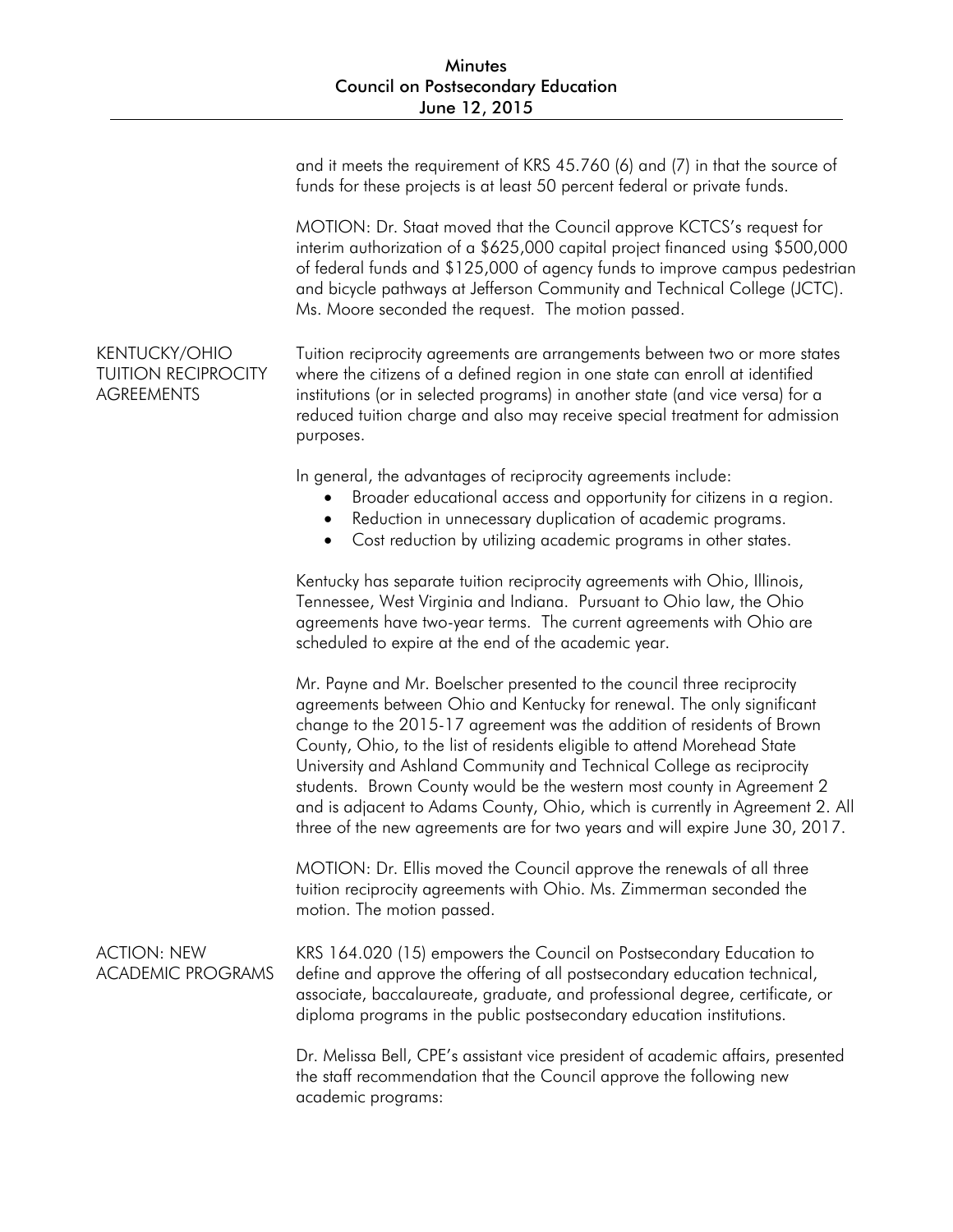and it meets the requirement of KRS 45.760 (6) and (7) in that the source of funds for these projects is at least 50 percent federal or private funds.

MOTION: Dr. Staat moved that the Council approve KCTCS's request for interim authorization of a $625,000 capital project financed using $500,000 of federal funds and $125,000 of agency funds to improve campus pedestrian and bicycle pathways at Jefferson Community and Technical College (JCTC). Ms. Moore seconded the request. The motion passed.

## KENTUCKY/OHIO TUITION RECIPROCITY AGREEMENTS

Tuition reciprocity agreements are arrangements between two or more states where the citizens of a defined region in one state can enroll at identified institutions (or in selected programs) in another state (and vice versa) for a reduced tuition charge and also may receive special treatment for admission purposes.

In general, the advantages of reciprocity agreements include:

- Broader educational access and opportunity for citizens in a region.
- Reduction in unnecessary duplication of academic programs.
- Cost reduction by utilizing academic programs in other states.

Kentucky has separate tuition reciprocity agreements with Ohio, Illinois, Tennessee, West Virginia and Indiana. Pursuant to Ohio law, the Ohio agreements have two-year terms. The current agreements with Ohio are scheduled to expire at the end of the academic year.

Mr. Payne and Mr. Boelscher presented to the council three reciprocity agreements between Ohio and Kentucky for renewal. The only significant change to the 2015-17 agreement was the addition of residents of Brown County, Ohio, to the list of residents eligible to attend Morehead State University and Ashland Community and Technical College as reciprocity students. Brown County would be the western most county in Agreement 2 and is adjacent to Adams County, Ohio, which is currently in Agreement 2. All three of the new agreements are for two years and will expire June 30, 2017.

MOTION: Dr. Ellis moved the Council approve the renewals of all three tuition reciprocity agreements with Ohio. Ms. Zimmerman seconded the motion. The motion passed.

## ACTION: NEW ACADEMIC PROGRAMS

KRS 164.020 (15) empowers the Council on Postsecondary Education to define and approve the offering of all postsecondary education technical, associate, baccalaureate, graduate, and professional degree, certificate, or diploma programs in the public postsecondary education institutions.

Dr. Melissa Bell, CPE's assistant vice president of academic affairs, presented the staff recommendation that the Council approve the following new academic programs: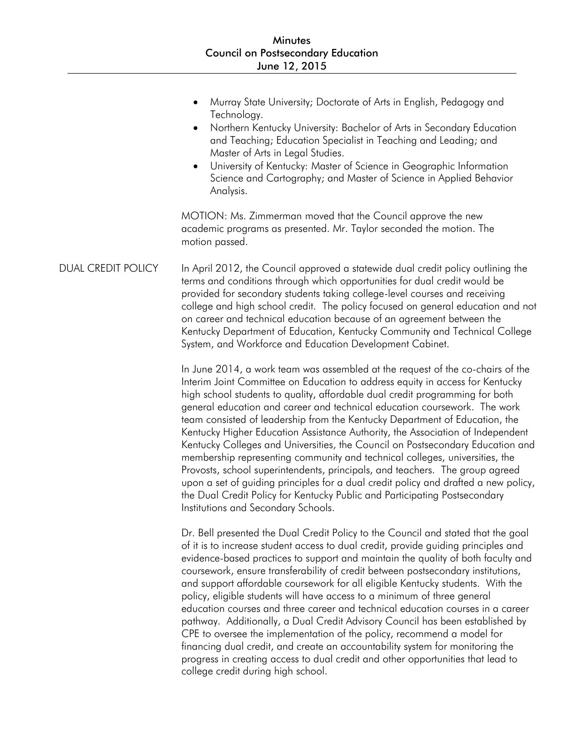- Murray State University; Doctorate of Arts in English, Pedagogy and Technology.
- Northern Kentucky University: Bachelor of Arts in Secondary Education and Teaching; Education Specialist in Teaching and Leading; and Master of Arts in Legal Studies.
- University of Kentucky: Master of Science in Geographic Information Science and Cartography; and Master of Science in Applied Behavior Analysis.

MOTION: Ms. Zimmerman moved that the Council approve the new academic programs as presented. Mr. Taylor seconded the motion. The motion passed.

## DUAL CREDIT POLICY

In April 2012, the Council approved a statewide dual credit policy outlining the terms and conditions through which opportunities for dual credit would be provided for secondary students taking college-level courses and receiving college and high school credit. The policy focused on general education and not on career and technical education because of an agreement between the Kentucky Department of Education, Kentucky Community and Technical College System, and Workforce and Education Development Cabinet.

In June 2014, a work team was assembled at the request of the co-chairs of the Interim Joint Committee on Education to address equity in access for Kentucky high school students to quality, affordable dual credit programming for both general education and career and technical education coursework. The work team consisted of leadership from the Kentucky Department of Education, the Kentucky Higher Education Assistance Authority, the Association of Independent Kentucky Colleges and Universities, the Council on Postsecondary Education and membership representing community and technical colleges, universities, the Provosts, school superintendents, principals, and teachers. The group agreed upon a set of guiding principles for a dual credit policy and drafted a new policy, the Dual Credit Policy for Kentucky Public and Participating Postsecondary Institutions and Secondary Schools.

Dr. Bell presented the Dual Credit Policy to the Council and stated that the goal of it is to increase student access to dual credit, provide guiding principles and evidence-based practices to support and maintain the quality of both faculty and coursework, ensure transferability of credit between postsecondary institutions, and support affordable coursework for all eligible Kentucky students. With the policy, eligible students will have access to a minimum of three general education courses and three career and technical education courses in a career pathway. Additionally, a Dual Credit Advisory Council has been established by CPE to oversee the implementation of the policy, recommend a model for financing dual credit, and create an accountability system for monitoring the progress in creating access to dual credit and other opportunities that lead to college credit during high school.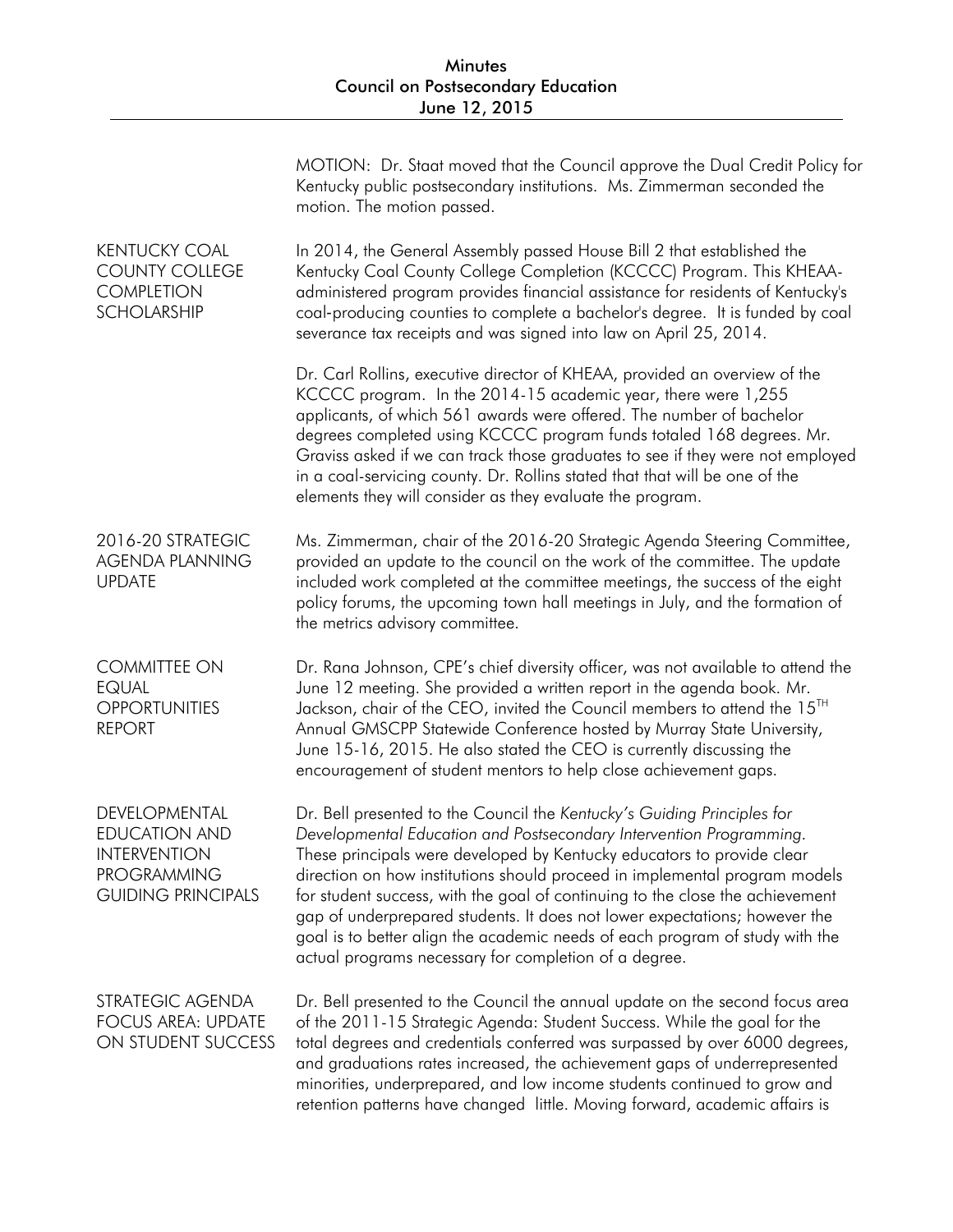MOTION: Dr. Staat moved that the Council approve the Dual Credit Policy for Kentucky public postsecondary institutions. Ms. Zimmerman seconded the motion. The motion passed.

## KENTUCKY COAL COUNTY COLLEGE COMPLETION SCHOLARSHIP

In 2014, the General Assembly passed House Bill 2 that established the Kentucky Coal County College Completion (KCCCC) Program. This KHEAA-administered program provides financial assistance for residents of Kentucky's coal-producing counties to complete a bachelor's degree. It is funded by coal severance tax receipts and was signed into law on April 25, 2014.

Dr. Carl Rollins, executive director of KHEAA, provided an overview of the KCCCC program. In the 2014-15 academic year, there were 1,255 applicants, of which 561 awards were offered. The number of bachelor degrees completed using KCCCC program funds totaled 168 degrees. Mr. Graviss asked if we can track those graduates to see if they were not employed in a coal-servicing county. Dr. Rollins stated that that will be one of the elements they will consider as they evaluate the program.

## 2016-20 STRATEGIC AGENDA PLANNING UPDATE

Ms. Zimmerman, chair of the 2016-20 Strategic Agenda Steering Committee, provided an update to the council on the work of the committee. The update included work completed at the committee meetings, the success of the eight policy forums, the upcoming town hall meetings in July, and the formation of the metrics advisory committee.

## COMMITTEE ON EQUAL OPPORTUNITIES REPORT

Dr. Rana Johnson, CPE's chief diversity officer, was not available to attend the June 12 meeting. She provided a written report in the agenda book. Mr. Jackson, chair of the CEO, invited the Council members to attend the 15[TH] Annual GMSCPP Statewide Conference hosted by Murray State University, June 15-16, 2015. He also stated the CEO is currently discussing the encouragement of student mentors to help close achievement gaps.

## DEVELOPMENTAL EDUCATION AND INTERVENTION PROGRAMMING GUIDING PRINCIPALS

Dr. Bell presented to the Council the *Kentucky's Guiding Principles for Developmental Education and Postsecondary Intervention Programming.* These principals were developed by Kentucky educators to provide clear direction on how institutions should proceed in implemental program models for student success, with the goal of continuing to the close the achievement gap of underprepared students. It does not lower expectations; however the goal is to better align the academic needs of each program of study with the actual programs necessary for completion of a degree.

## STRATEGIC AGENDA FOCUS AREA: UPDATE ON STUDENT SUCCESS

Dr. Bell presented to the Council the annual update on the second focus area of the 2011-15 Strategic Agenda: Student Success. While the goal for the total degrees and credentials conferred was surpassed by over 6000 degrees, and graduations rates increased, the achievement gaps of underrepresented minorities, underprepared, and low income students continued to grow and retention patterns have changed little. Moving forward, academic affairs is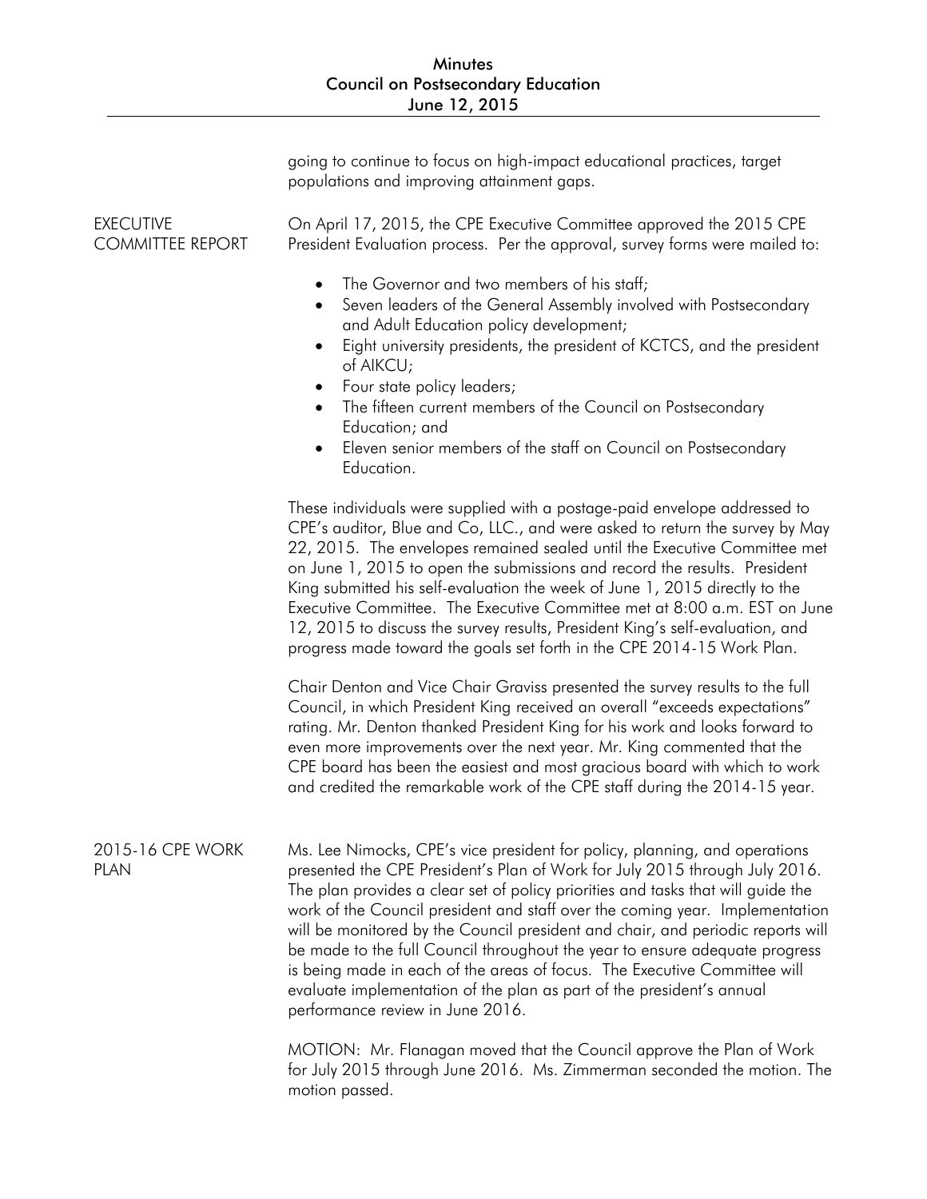going to continue to focus on high-impact educational practices, target populations and improving attainment gaps.

## EXECUTIVE COMMITTEE REPORT

On April 17, 2015, the CPE Executive Committee approved the 2015 CPE President Evaluation process. Per the approval, survey forms were mailed to:

- The Governor and two members of his staff;
- Seven leaders of the General Assembly involved with Postsecondary and Adult Education policy development;
- Eight university presidents, the president of KCTCS, and the president of AIKCU;
- Four state policy leaders;
- The fifteen current members of the Council on Postsecondary Education; and
- Eleven senior members of the staff on Council on Postsecondary Education.

These individuals were supplied with a postage-paid envelope addressed to CPE's auditor, Blue and Co, LLC., and were asked to return the survey by May 22, 2015. The envelopes remained sealed until the Executive Committee met on June 1, 2015 to open the submissions and record the results. President King submitted his self-evaluation the week of June 1, 2015 directly to the Executive Committee. The Executive Committee met at 8:00 a.m. EST on June 12, 2015 to discuss the survey results, President King's self-evaluation, and progress made toward the goals set forth in the CPE 2014-15 Work Plan.

Chair Denton and Vice Chair Graviss presented the survey results to the full Council, in which President King received an overall "exceeds expectations" rating. Mr. Denton thanked President King for his work and looks forward to even more improvements over the next year. Mr. King commented that the CPE board has been the easiest and most gracious board with which to work and credited the remarkable work of the CPE staff during the 2014-15 year.

## 2015-16 CPE WORK PLAN

Ms. Lee Nimocks, CPE's vice president for policy, planning, and operations presented the CPE President's Plan of Work for July 2015 through July 2016. The plan provides a clear set of policy priorities and tasks that will guide the work of the Council president and staff over the coming year. Implementation will be monitored by the Council president and chair, and periodic reports will be made to the full Council throughout the year to ensure adequate progress is being made in each of the areas of focus. The Executive Committee will evaluate implementation of the plan as part of the president's annual performance review in June 2016.

MOTION: Mr. Flanagan moved that the Council approve the Plan of Work for July 2015 through June 2016. Ms. Zimmerman seconded the motion. The motion passed.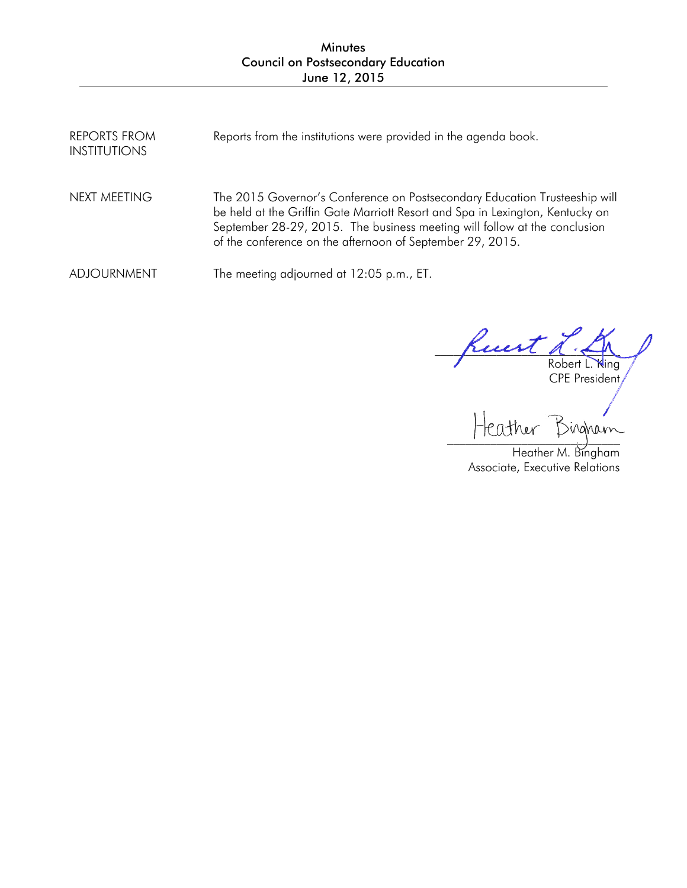Minutes
Council on Postsecondary Education
June 12, 2015

| | |
|---|---|
| REPORTS FROM INSTITUTIONS | Reports from the institutions were provided in the agenda book. |
| NEXT MEETING | The 2015 Governor's Conference on Postsecondary Education Trusteeship will be held at the Griffin Gate Marriott Resort and Spa in Lexington, Kentucky on September 28-29, 2015. The business meeting will follow at the conclusion of the conference on the afternoon of September 29, 2015. |
| ADJOURNMENT | The meeting adjourned at 12:05 p.m., ET. |

Robert L. King
CPE President

Heather M. Bingham
Associate, Executive Relations